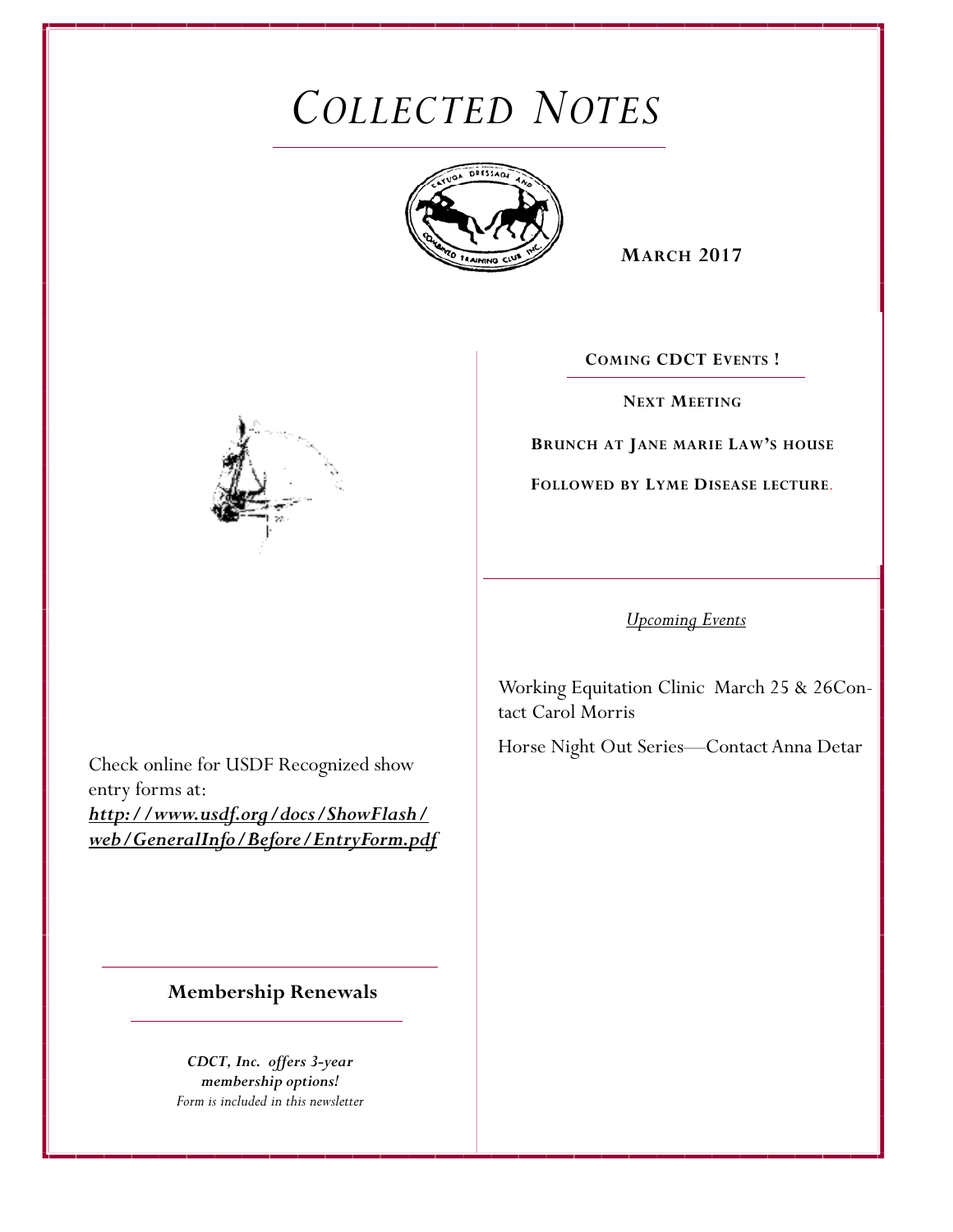# *COLLECTED NOTES*

**MARCH 2017**

**COMING CDCT EVENTS !**

**NEXT MEETING**

**BRUNCH AT JANE MARIE LAW'S HOUSE**

**FOLLOWED BY LYME DISEASE LECTURE**.

*Upcoming Events*

Working Equitation Clinic March 25 & 26Contact Carol Morris

Horse Night Out Series—Contact Anna Detar

Check online for USDF Recognized show entry forms at: ***http://www.usdf.org/docs/ShowFlash/web/GeneralInfo/Before/EntryForm.pdf***

## Membership Renewals

***CDCT, Inc. offers 3-year membership options!***
*Form is included in this newsletter*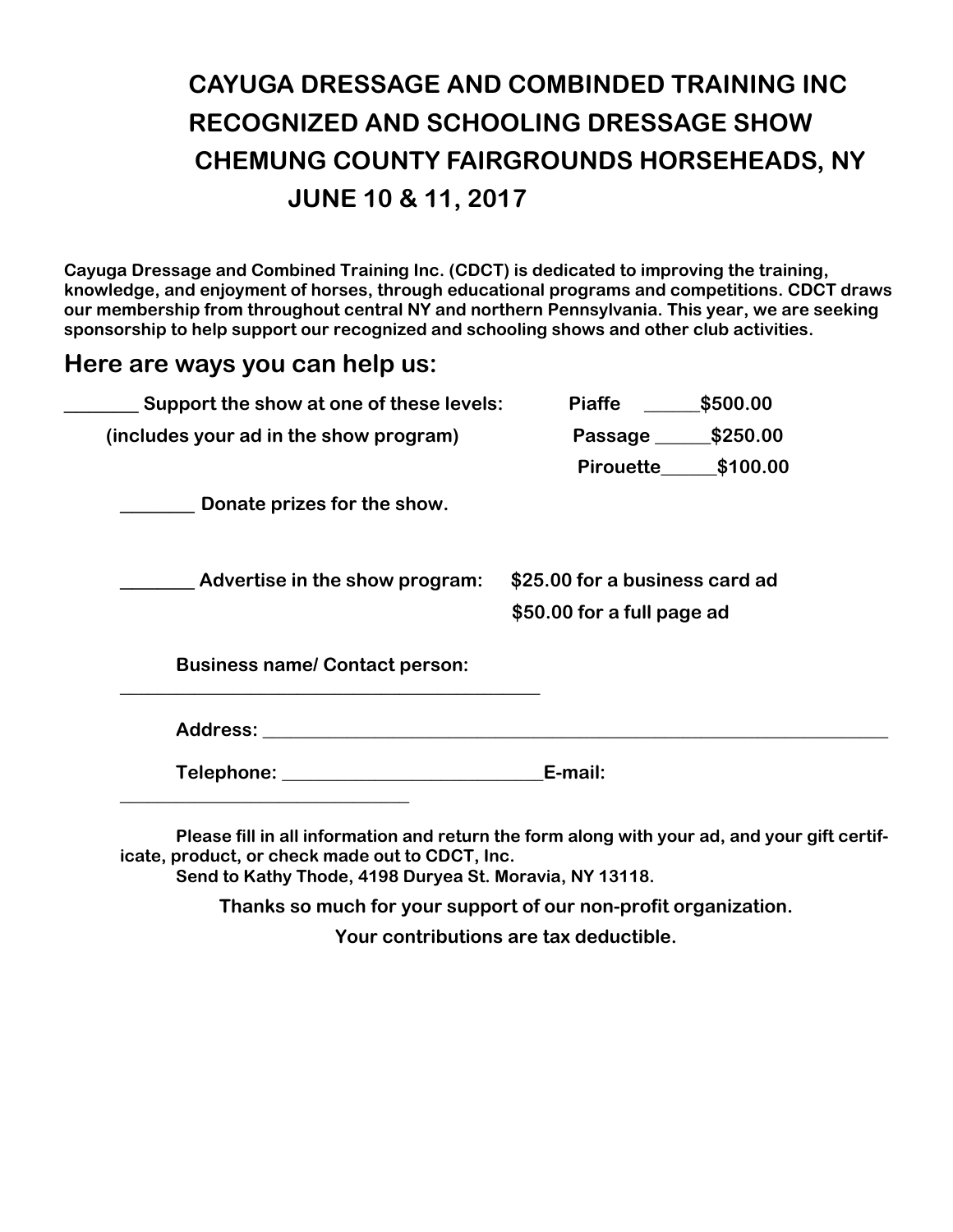# CAYUGA DRESSAGE AND COMBINDED TRAINING INC
# RECOGNIZED AND SCHOOLING DRESSAGE SHOW
# CHEMUNG COUNTY FAIRGROUNDS HORSEHEADS, NY
# JUNE 10 & 11, 2017

**Cayuga Dressage and Combined Training Inc. (CDCT) is dedicated to improving the training, knowledge, and enjoyment of horses, through educational programs and competitions. CDCT draws our membership from throughout central NY and northern Pennsylvania. This year, we are seeking sponsorship to help support our recognized and schooling shows and other club activities.**

## Here are ways you can help us:

**________ Support the show at one of these levels:** **Piaffe ______$500.00**

**(includes your ad in the show program)** **Passage ______$250.00**

**Pirouette______$100.00**

**________ Donate prizes for the show.**

**________ Advertise in the show program:** **$25.00 for a business card ad**

**$50.00 for a full page ad**

**Business name/ Contact person: ______________________________________________**

**Address: ______________________________________________________________________**

**Telephone: ___________________________E-mail: ________________________________**

**Please fill in all information and return the form along with your ad, and your gift certificate, product, or check made out to CDCT, Inc.**
**Send to Kathy Thode, 4198 Duryea St. Moravia, NY 13118.**

**Thanks so much for your support of our non-profit organization.**

**Your contributions are tax deductible.**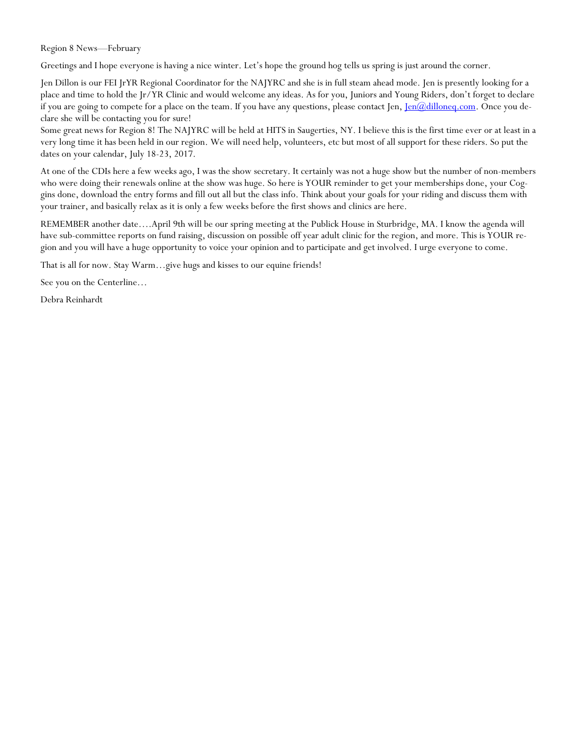Region 8 News—February

Greetings and I hope everyone is having a nice winter. Let's hope the ground hog tells us spring is just around the corner.

Jen Dillon is our FEI JrYR Regional Coordinator for the NAJYRC and she is in full steam ahead mode. Jen is presently looking for a place and time to hold the Jr/YR Clinic and would welcome any ideas. As for you, Juniors and Young Riders, don't forget to declare if you are going to compete for a place on the team. If you have any questions, please contact Jen, [Jen@dilloneq.com](mailto:Jen@dilloneq.com). Once you declare she will be contacting you for sure!

Some great news for Region 8! The NAJYRC will be held at HITS in Saugerties, NY. I believe this is the first time ever or at least in a very long time it has been held in our region. We will need help, volunteers, etc but most of all support for these riders. So put the dates on your calendar, July 18-23, 2017.

At one of the CDIs here a few weeks ago, I was the show secretary. It certainly was not a huge show but the number of non-members who were doing their renewals online at the show was huge. So here is YOUR reminder to get your memberships done, your Coggins done, download the entry forms and fill out all but the class info. Think about your goals for your riding and discuss them with your trainer, and basically relax as it is only a few weeks before the first shows and clinics are here.

REMEMBER another date….April 9th will be our spring meeting at the Publick House in Sturbridge, MA. I know the agenda will have sub-committee reports on fund raising, discussion on possible off year adult clinic for the region, and more. This is YOUR region and you will have a huge opportunity to voice your opinion and to participate and get involved. I urge everyone to come.

That is all for now. Stay Warm…give hugs and kisses to our equine friends!

See you on the Centerline…

Debra Reinhardt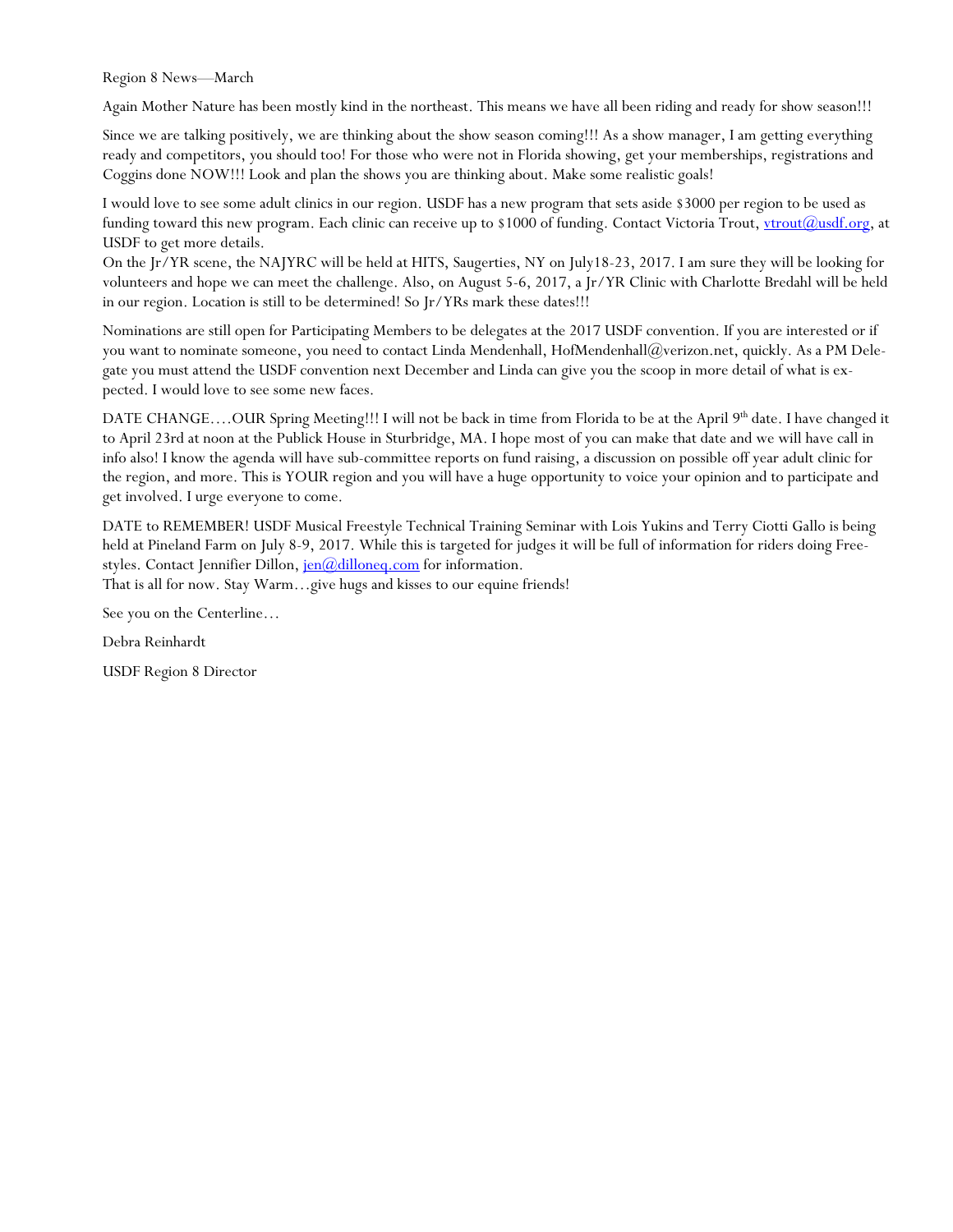Region 8 News—March

Again Mother Nature has been mostly kind in the northeast. This means we have all been riding and ready for show season!!!

Since we are talking positively, we are thinking about the show season coming!!! As a show manager, I am getting everything ready and competitors, you should too! For those who were not in Florida showing, get your memberships, registrations and Coggins done NOW!!! Look and plan the shows you are thinking about. Make some realistic goals!

I would love to see some adult clinics in our region. USDF has a new program that sets aside $3000 per region to be used as funding toward this new program. Each clinic can receive up to $1000 of funding. Contact Victoria Trout, vtrout@usdf.org, at USDF to get more details.

On the Jr/YR scene, the NAJYRC will be held at HITS, Saugerties, NY on July18-23, 2017. I am sure they will be looking for volunteers and hope we can meet the challenge. Also, on August 5-6, 2017, a Jr/YR Clinic with Charlotte Bredahl will be held in our region. Location is still to be determined! So Jr/YRs mark these dates!!!

Nominations are still open for Participating Members to be delegates at the 2017 USDF convention. If you are interested or if you want to nominate someone, you need to contact Linda Mendenhall, HofMendenhall@verizon.net, quickly. As a PM Delegate you must attend the USDF convention next December and Linda can give you the scoop in more detail of what is expected. I would love to see some new faces.

DATE CHANGE….OUR Spring Meeting!!! I will not be back in time from Florida to be at the April 9th date. I have changed it to April 23rd at noon at the Publick House in Sturbridge, MA. I hope most of you can make that date and we will have call in info also! I know the agenda will have sub-committee reports on fund raising, a discussion on possible off year adult clinic for the region, and more. This is YOUR region and you will have a huge opportunity to voice your opinion and to participate and get involved. I urge everyone to come.

DATE to REMEMBER! USDF Musical Freestyle Technical Training Seminar with Lois Yukins and Terry Ciotti Gallo is being held at Pineland Farm on July 8-9, 2017. While this is targeted for judges it will be full of information for riders doing Freestyles. Contact Jennifier Dillon, jen@dilloneq.com for information.

That is all for now. Stay Warm…give hugs and kisses to our equine friends!

See you on the Centerline…

Debra Reinhardt

USDF Region 8 Director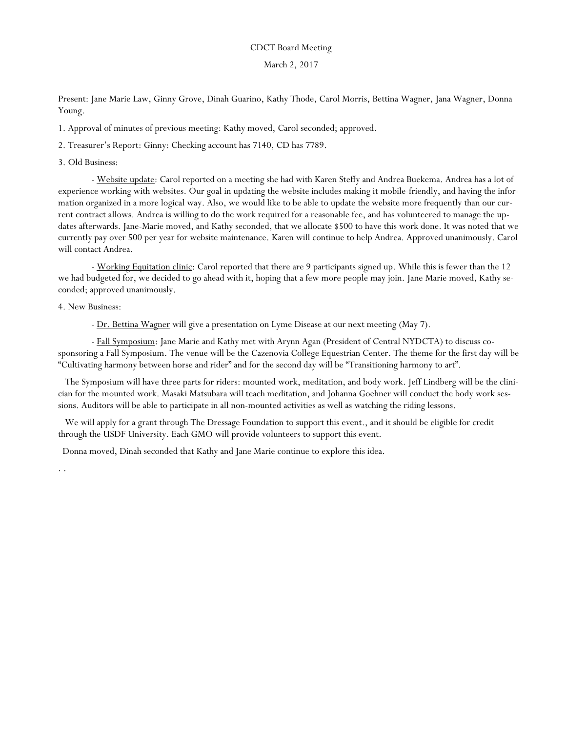CDCT Board Meeting

March 2, 2017

Present: Jane Marie Law, Ginny Grove, Dinah Guarino, Kathy Thode, Carol Morris, Bettina Wagner, Jana Wagner, Donna Young.

1. Approval of minutes of previous meeting: Kathy moved, Carol seconded; approved.

2. Treasurer's Report: Ginny: Checking account has 7140, CD has 7789.

3. Old Business:

- Website update: Carol reported on a meeting she had with Karen Steffy and Andrea Buekema. Andrea has a lot of experience working with websites. Our goal in updating the website includes making it mobile-friendly, and having the information organized in a more logical way. Also, we would like to be able to update the website more frequently than our current contract allows. Andrea is willing to do the work required for a reasonable fee, and has volunteered to manage the updates afterwards. Jane-Marie moved, and Kathy seconded, that we allocate $500 to have this work done. It was noted that we currently pay over 500 per year for website maintenance. Karen will continue to help Andrea. Approved unanimously. Carol will contact Andrea.

- Working Equitation clinic: Carol reported that there are 9 participants signed up. While this is fewer than the 12 we had budgeted for, we decided to go ahead with it, hoping that a few more people may join. Jane Marie moved, Kathy seconded; approved unanimously.

4. New Business:

- Dr. Bettina Wagner will give a presentation on Lyme Disease at our next meeting (May 7).

- Fall Symposium: Jane Marie and Kathy met with Arynn Agan (President of Central NYDCTA) to discuss co-sponsoring a Fall Symposium. The venue will be the Cazenovia College Equestrian Center. The theme for the first day will be "Cultivating harmony between horse and rider" and for the second day will be "Transitioning harmony to art".

The Symposium will have three parts for riders: mounted work, meditation, and body work. Jeff Lindberg will be the clinician for the mounted work. Masaki Matsubara will teach meditation, and Johanna Goehner will conduct the body work sessions. Auditors will be able to participate in all non-mounted activities as well as watching the riding lessons.

We will apply for a grant through The Dressage Foundation to support this event., and it should be eligible for credit through the USDF University. Each GMO will provide volunteers to support this event.

Donna moved, Dinah seconded that Kathy and Jane Marie continue to explore this idea.

. .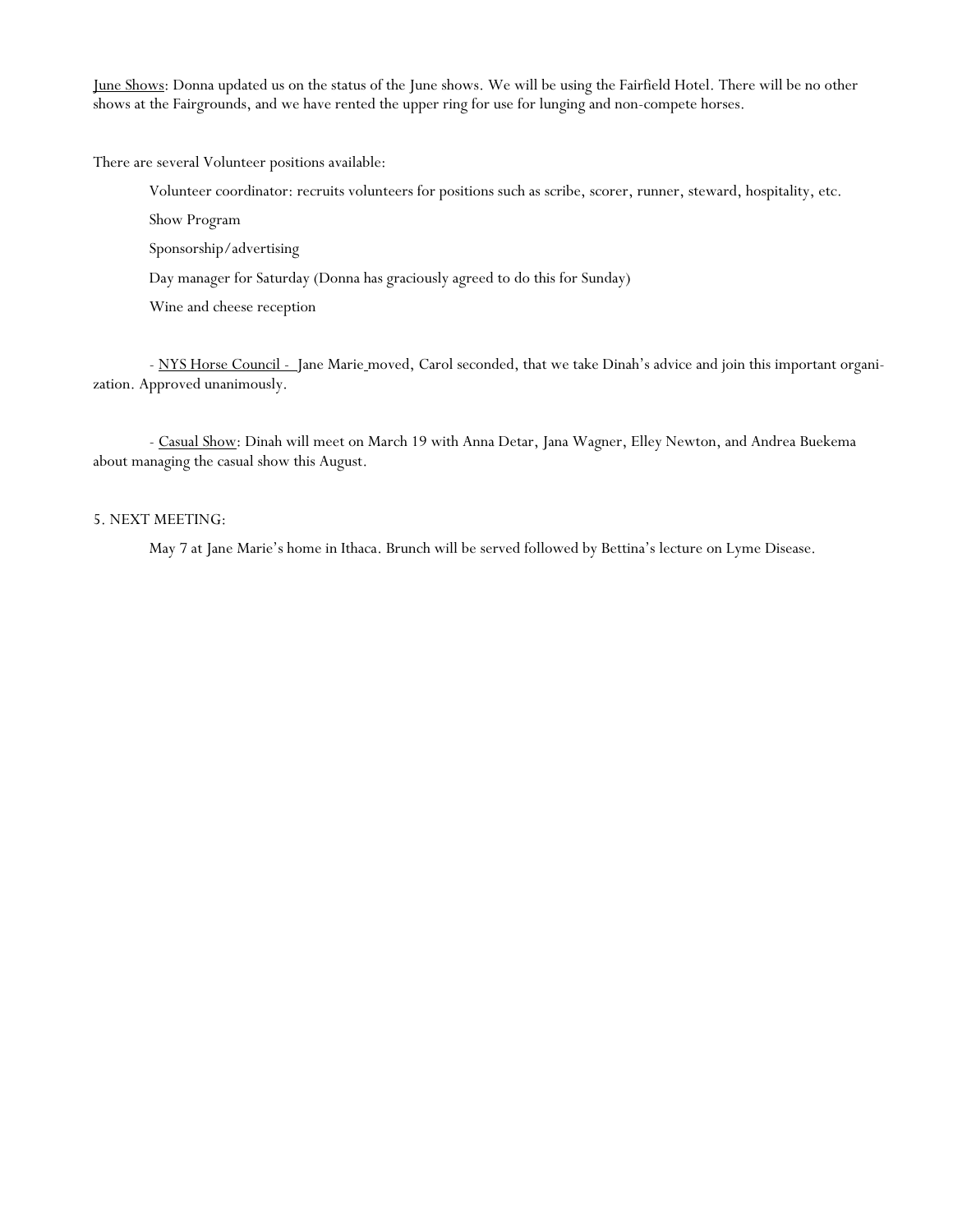<u>June Shows</u>: Donna updated us on the status of the June shows. We will be using the Fairfield Hotel. There will be no other shows at the Fairgrounds, and we have rented the upper ring for use for lunging and non-compete horses.

There are several Volunteer positions available:

Volunteer coordinator: recruits volunteers for positions such as scribe, scorer, runner, steward, hospitality, etc.

Show Program

Sponsorship/advertising

Day manager for Saturday (Donna has graciously agreed to do this for Sunday)

Wine and cheese reception

- <u>NYS Horse Council -</u> Jane Marie moved, Carol seconded, that we take Dinah's advice and join this important organization. Approved unanimously.

- <u>Casual Show</u>: Dinah will meet on March 19 with Anna Detar, Jana Wagner, Elley Newton, and Andrea Buekema about managing the casual show this August.

5. NEXT MEETING:

May 7 at Jane Marie's home in Ithaca. Brunch will be served followed by Bettina's lecture on Lyme Disease.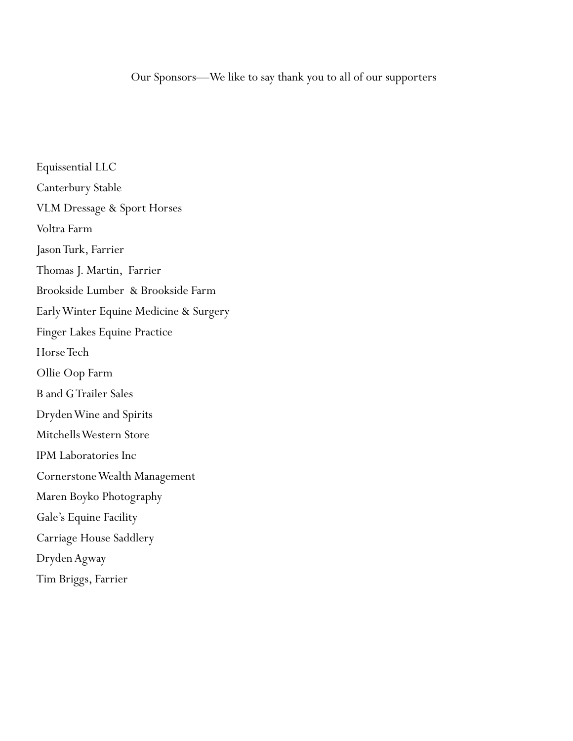Our Sponsors—We like to say thank you to all of our supporters

Equissential LLC

Canterbury Stable

VLM Dressage & Sport Horses

Voltra Farm

Jason Turk, Farrier

Thomas J. Martin, Farrier

Brookside Lumber & Brookside Farm

Early Winter Equine Medicine & Surgery

Finger Lakes Equine Practice

Horse Tech

Ollie Oop Farm

B and G Trailer Sales

Dryden Wine and Spirits

Mitchells Western Store

IPM Laboratories Inc

Cornerstone Wealth Management

Maren Boyko Photography

Gale's Equine Facility

Carriage House Saddlery

Dryden Agway

Tim Briggs, Farrier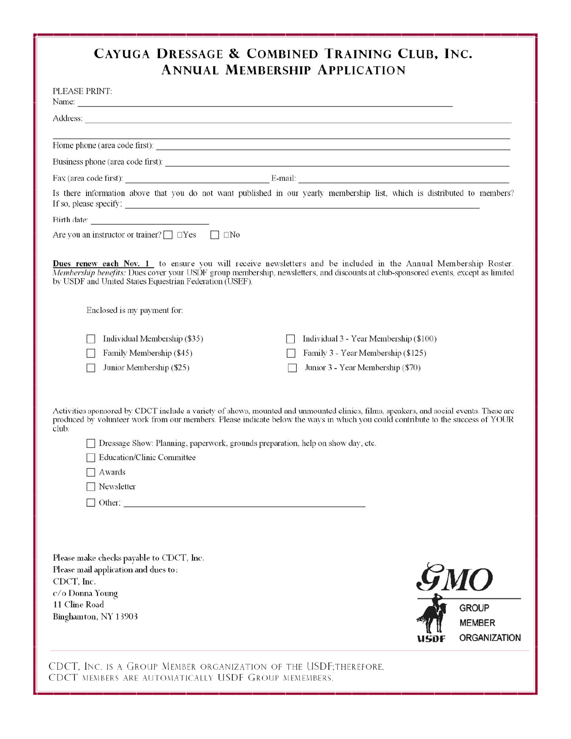# Cayuga Dressage & Combined Training Club, Inc.
## Annual Membership Application

PLEASE PRINT:

Name: ____________________________________________

Address: ____________________________________________

____________________________________________

Home phone (area code first): ____________________________________________

Business phone (area code first): ____________________________________________

Fax (area code first): ____________________ E-mail: ____________________

Is there information above that you do not want published in our yearly membership list, which is distributed to members? If so, please specify: ____________________________________________

Birth date: ____________________

Are you an instructor or trainer? ☐ ☐Yes ☐ ☐No

**Dues renew each Nov. 1** to ensure you will receive newsletters and be included in the Annual Membership Roster. *Membership benefits:* Dues cover your USDF group membership, newsletters, and discounts at club-sponsored events, except as limited by USDF and United States Equestrian Federation (USEF).

Enclosed is my payment for:

- ☐ Individual Membership ($35)
- ☐ Family Membership ($45)
- ☐ Junior Membership ($25)
- ☐ Individual 3 - Year Membership ($100)
- ☐ Family 3 - Year Membership ($125)
- ☐ Junior 3 - Year Membership ($70)

Activities sponsored by CDCT include a variety of shows, mounted and unmounted clinics, films, speakers, and social events. These are produced by volunteer work from our members. Please indicate below the ways in which you could contribute to the success of YOUR club:

- ☐ Dressage Show: Planning, paperwork, grounds preparation, help on show day, etc.
- ☐ Education/Clinic Committee
- ☐ Awards
- ☐ Newsletter
- ☐ Other: ____________________________________________

Please make checks payable to CDCT, Inc.
Please mail application and dues to:
CDCT, Inc.
c/o Donna Young
11 Cline Road
Binghamton, NY 13903

GMO
USDF GROUP MEMBER ORGANIZATION

CDCT, Inc. is a Group Member organization of the USDF;therefore, CDCT members are automatically USDF Group memembers.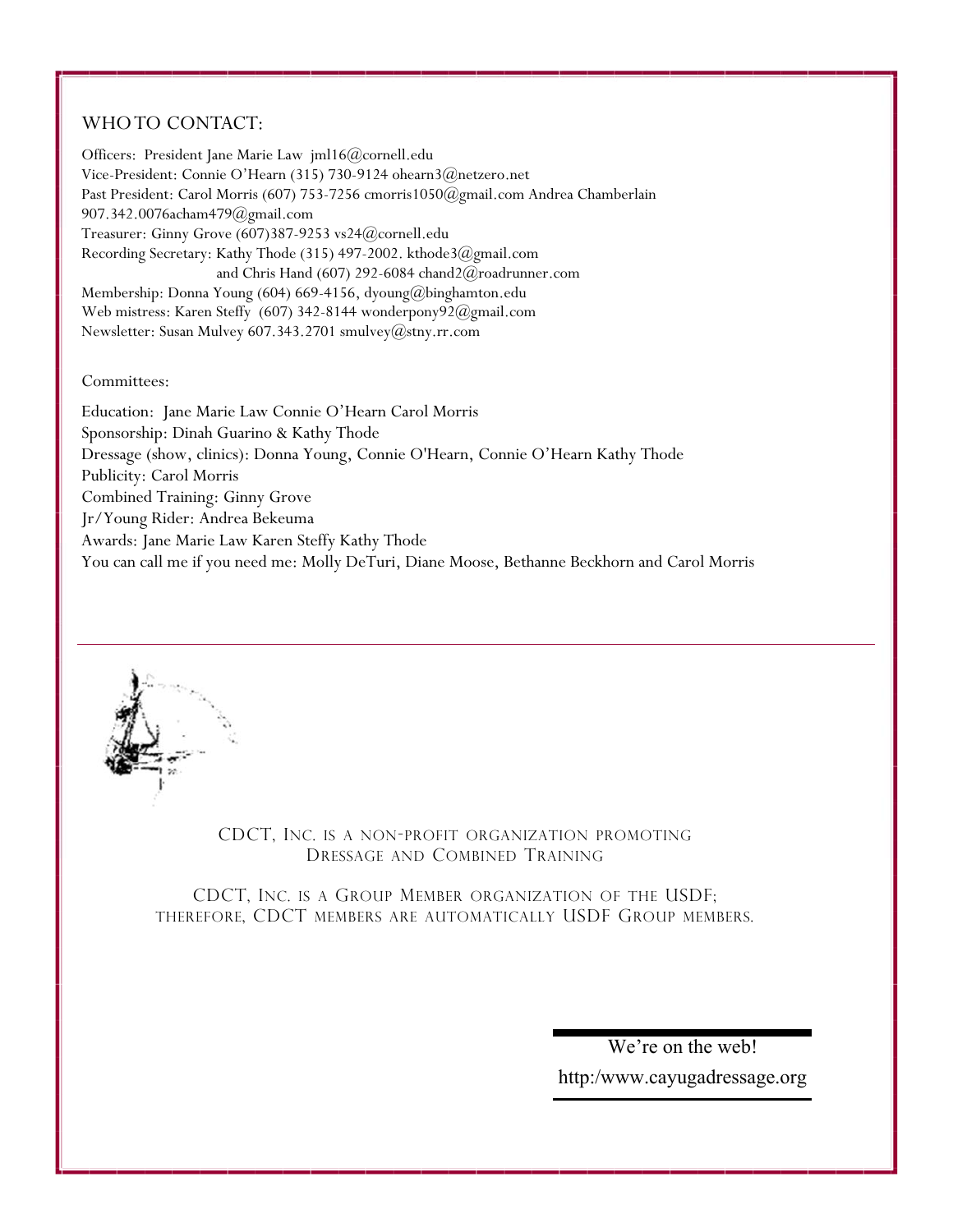## WHO TO CONTACT:

Officers: President Jane Marie Law jml16@cornell.edu
Vice-President: Connie O'Hearn (315) 730-9124 ohearn3@netzero.net
Past President: Carol Morris (607) 753-7256 cmorris1050@gmail.com Andrea Chamberlain 907.342.0076acham479@gmail.com
Treasurer: Ginny Grove (607)387-9253 vs24@cornell.edu
Recording Secretary: Kathy Thode (315) 497-2002. kthode3@gmail.com
and Chris Hand (607) 292-6084 chand2@roadrunner.com
Membership: Donna Young (604) 669-4156, dyoung@binghamton.edu
Web mistress: Karen Steffy (607) 342-8144 wonderpony92@gmail.com
Newsletter: Susan Mulvey 607.343.2701 smulvey@stny.rr.com

Committees:

Education: Jane Marie Law Connie O'Hearn Carol Morris
Sponsorship: Dinah Guarino & Kathy Thode
Dressage (show, clinics): Donna Young, Connie O'Hearn, Connie O'Hearn Kathy Thode
Publicity: Carol Morris
Combined Training: Ginny Grove
Jr/Young Rider: Andrea Bekeuma
Awards: Jane Marie Law Karen Steffy Kathy Thode
You can call me if you need me: Molly DeTuri, Diane Moose, Bethanne Beckhorn and Carol Morris

---

CDCT, Inc. is a non-profit organization promoting Dressage and Combined Training

CDCT, Inc. is a Group Member organization of the USDF; therefore, CDCT members are automatically USDF Group members.

We're on the web!
http:/www.cayugadressage.org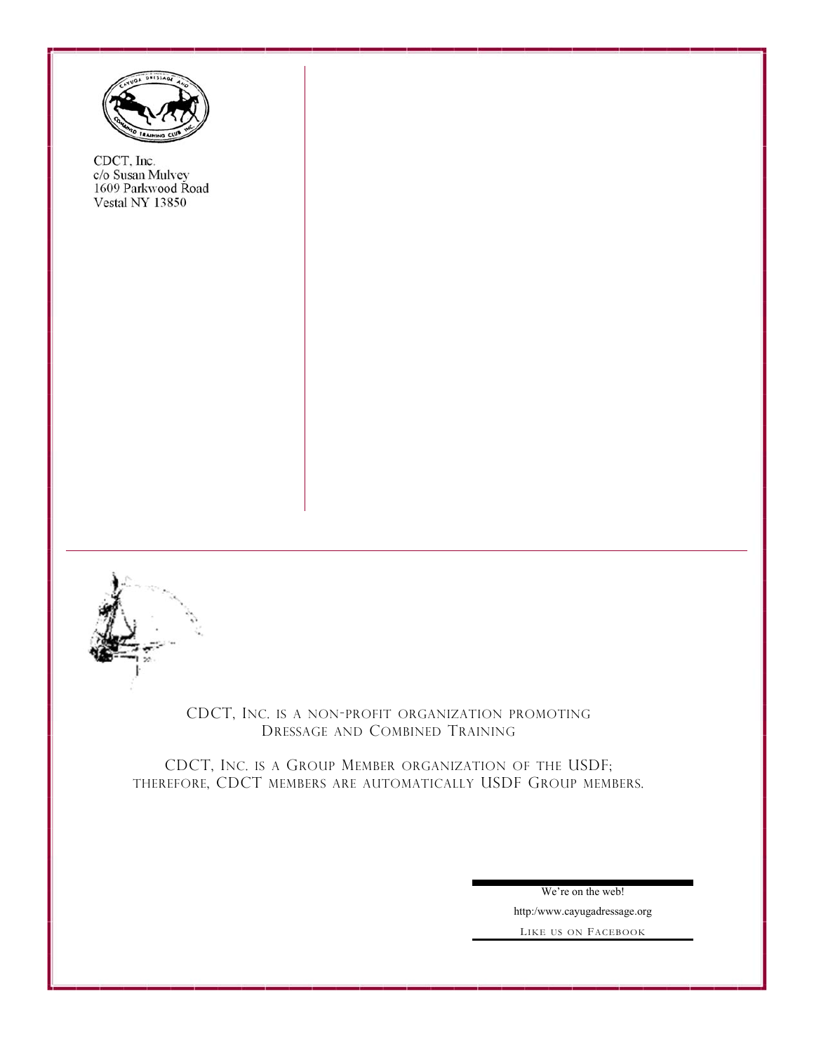CDCT, Inc.
c/o Susan Mulvey
1609 Parkwood Road
Vestal NY 13850

CDCT, Inc. is a non-profit organization promoting Dressage and Combined Training

CDCT, Inc. is a Group Member organization of the USDF; therefore, CDCT members are automatically USDF Group members.

We're on the web!

http:/www.cayugadressage.org

Like us on Facebook